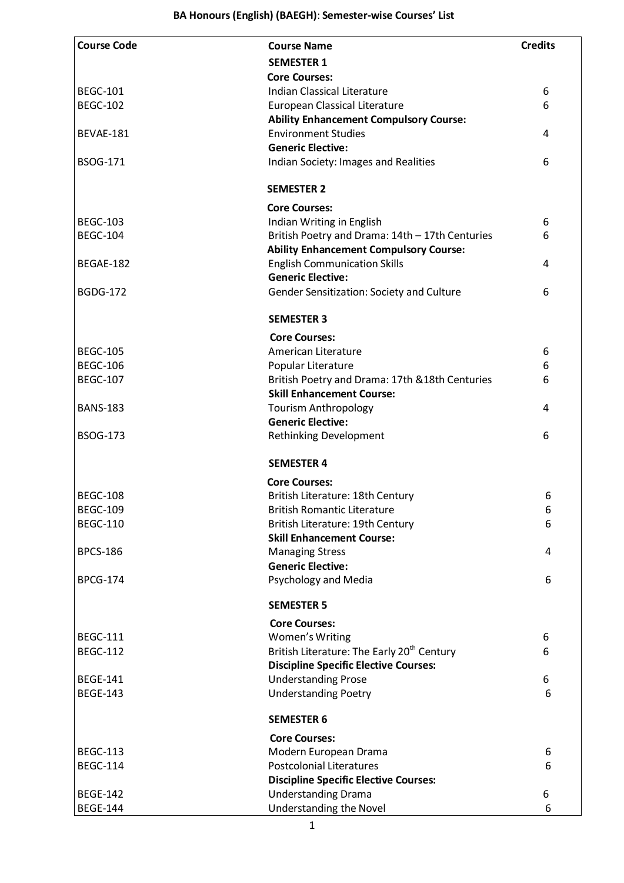# BA Honours (English) (BAEGH): Semester-wise Courses' List

| Course Code | Course Name | Credits |
|---|---|---|
| | **SEMESTER 1** | |
| | **Core Courses:** | |
| BEGC-101 | Indian Classical Literature | 6 |
| BEGC-102 | European Classical Literature | 6 |
| | **Ability Enhancement Compulsory Course:** | |
| BEVAE-181 | Environment Studies | 4 |
| | **Generic Elective:** | |
| BSOG-171 | Indian Society: Images and Realities | 6 |
| | **SEMESTER 2** | |
| | **Core Courses:** | |
| BEGC-103 | Indian Writing in English | 6 |
| BEGC-104 | British Poetry and Drama: 14th – 17th Centuries | 6 |
| | **Ability Enhancement Compulsory Course:** | |
| BEGAE-182 | English Communication Skills | 4 |
| | **Generic Elective:** | |
| BGDG-172 | Gender Sensitization: Society and Culture | 6 |
| | **SEMESTER 3** | |
| | **Core Courses:** | |
| BEGC-105 | American Literature | 6 |
| BEGC-106 | Popular Literature | 6 |
| BEGC-107 | British Poetry and Drama: 17th &18th Centuries | 6 |
| | **Skill Enhancement Course:** | |
| BANS-183 | Tourism Anthropology | 4 |
| | **Generic Elective:** | |
| BSOG-173 | Rethinking Development | 6 |
| | **SEMESTER 4** | |
| | **Core Courses:** | |
| BEGC-108 | British Literature: 18th Century | 6 |
| BEGC-109 | British Romantic Literature | 6 |
| BEGC-110 | British Literature: 19th Century | 6 |
| | **Skill Enhancement Course:** | |
| BPCS-186 | Managing Stress | 4 |
| | **Generic Elective:** | |
| BPCG-174 | Psychology and Media | 6 |
| | **SEMESTER 5** | |
| | **Core Courses:** | |
| BEGC-111 | Women's Writing | 6 |
| BEGC-112 | British Literature: The Early 20th Century | 6 |
| | **Discipline Specific Elective Courses:** | |
| BEGE-141 | Understanding Prose | 6 |
| BEGE-143 | Understanding Poetry | 6 |
| | **SEMESTER 6** | |
| | **Core Courses:** | |
| BEGC-113 | Modern European Drama | 6 |
| BEGC-114 | Postcolonial Literatures | 6 |
| | **Discipline Specific Elective Courses:** | |
| BEGE-142 | Understanding Drama | 6 |
| BEGE-144 | Understanding the Novel | 6 |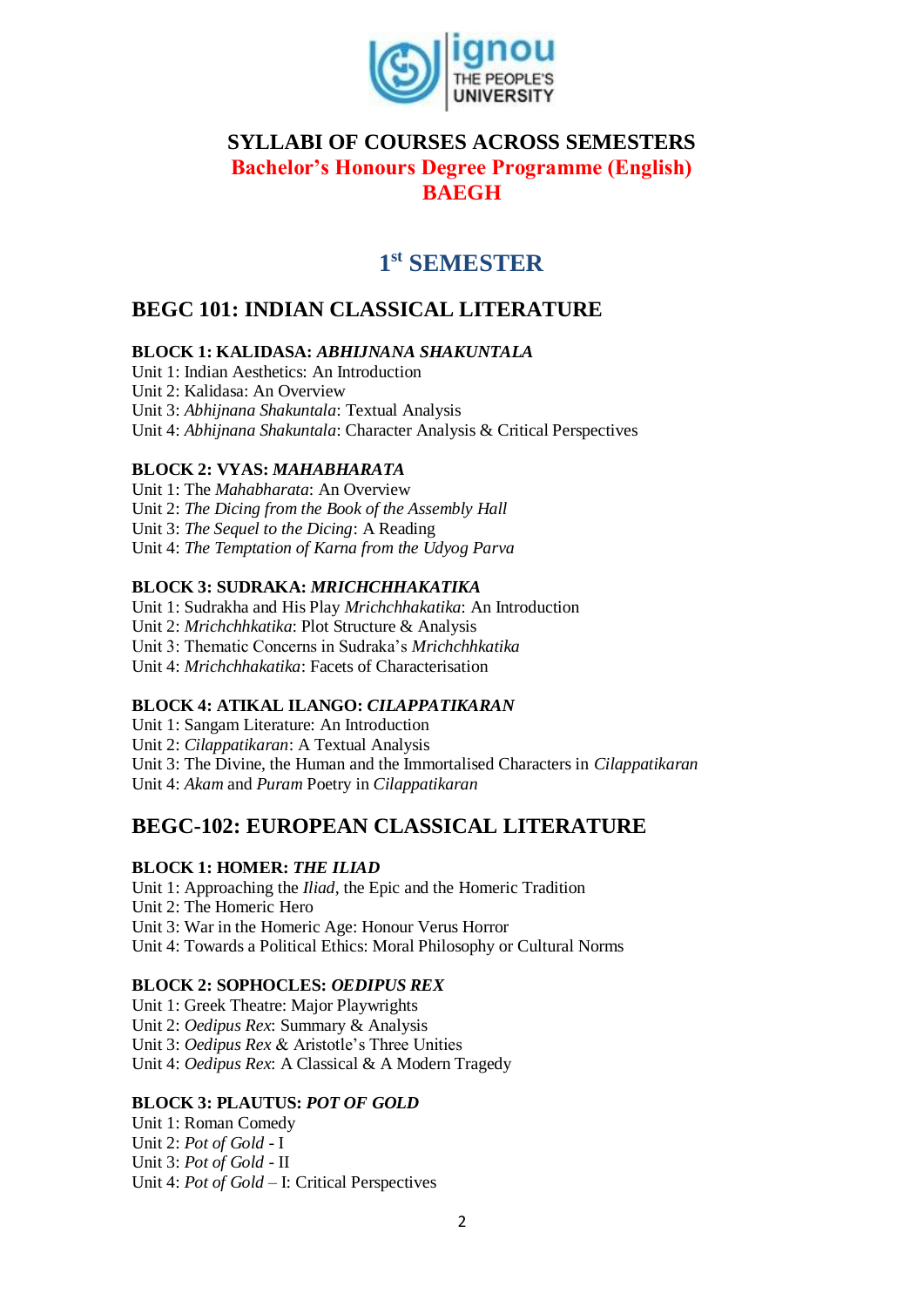# SYLLABI OF COURSES ACROSS SEMESTERS

## Bachelor's Honours Degree Programme (English)

## BAEGH

## 1st SEMESTER

## BEGC 101: INDIAN CLASSICAL LITERATURE

**BLOCK 1: KALIDASA: *ABHIJNANA SHAKUNTALA***

Unit 1: Indian Aesthetics: An Introduction
Unit 2: Kalidasa: An Overview
Unit 3: *Abhijnana Shakuntala*: Textual Analysis
Unit 4: *Abhijnana Shakuntala*: Character Analysis & Critical Perspectives

**BLOCK 2: VYAS: *MAHABHARATA***

Unit 1: The *Mahabharata*: An Overview
Unit 2: *The Dicing from the Book of the Assembly Hall*
Unit 3: *The Sequel to the Dicing*: A Reading
Unit 4: *The Temptation of Karna from the Udyog Parva*

**BLOCK 3: SUDRAKA: *MRICHCHHAKATIKA***

Unit 1: Sudrakha and His Play *Mrichchhakatika*: An Introduction
Unit 2: *Mrichchhkatika*: Plot Structure & Analysis
Unit 3: Thematic Concerns in Sudraka's *Mrichchhkatika*
Unit 4: *Mrichchhakatika*: Facets of Characterisation

**BLOCK 4: ATIKAL ILANGO: *CILAPPATIKARAN***

Unit 1: Sangam Literature: An Introduction
Unit 2: *Cilappatikaran*: A Textual Analysis
Unit 3: The Divine, the Human and the Immortalised Characters in *Cilappatikaran*
Unit 4: *Akam* and *Puram* Poetry in *Cilappatikaran*

## BEGC-102: EUROPEAN CLASSICAL LITERATURE

**BLOCK 1: HOMER: *THE ILIAD***

Unit 1: Approaching the *Iliad*, the Epic and the Homeric Tradition
Unit 2: The Homeric Hero
Unit 3: War in the Homeric Age: Honour Verus Horror
Unit 4: Towards a Political Ethics: Moral Philosophy or Cultural Norms

**BLOCK 2: SOPHOCLES: *OEDIPUS REX***

Unit 1: Greek Theatre: Major Playwrights
Unit 2: *Oedipus Rex*: Summary & Analysis
Unit 3: *Oedipus Rex* & Aristotle's Three Unities
Unit 4: *Oedipus Rex*: A Classical & A Modern Tragedy

**BLOCK 3: PLAUTUS: *POT OF GOLD***

Unit 1: Roman Comedy
Unit 2: *Pot of Gold* - I
Unit 3: *Pot of Gold* - II
Unit 4: *Pot of Gold* – I: Critical Perspectives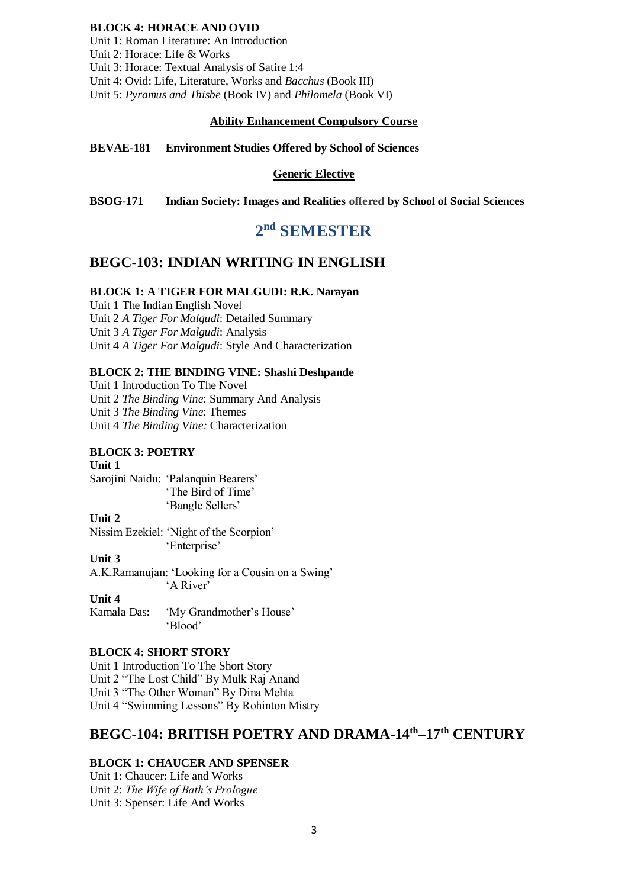**BLOCK 4: HORACE AND OVID**

Unit 1: Roman Literature: An Introduction
Unit 2: Horace: Life & Works
Unit 3: Horace: Textual Analysis of Satire 1:4
Unit 4: Ovid: Life, Literature, Works and *Bacchus* (Book III)
Unit 5: *Pyramus and Thisbe* (Book IV) and *Philomela* (Book VI)

**Ability Enhancement Compulsory Course**

**BEVAE-181 Environment Studies Offered by School of Sciences**

**Generic Elective**

**BSOG-171 Indian Society: Images and Realities offered by School of Social Sciences**

# 2nd SEMESTER

## BEGC-103: INDIAN WRITING IN ENGLISH

**BLOCK 1: A TIGER FOR MALGUDI: R.K. Narayan**

Unit 1 The Indian English Novel
Unit 2 *A Tiger For Malgudi*: Detailed Summary
Unit 3 *A Tiger For Malgudi*: Analysis
Unit 4 *A Tiger For Malgudi*: Style And Characterization

**BLOCK 2: THE BINDING VINE: Shashi Deshpande**

Unit 1 Introduction To The Novel
Unit 2 *The Binding Vine*: Summary And Analysis
Unit 3 *The Binding Vine*: Themes
Unit 4 *The Binding Vine:* Characterization

**BLOCK 3: POETRY**

**Unit 1**

Sarojini Naidu: 'Palanquin Bearers'
'The Bird of Time'
'Bangle Sellers'

**Unit 2**

Nissim Ezekiel: 'Night of the Scorpion'
'Enterprise'

**Unit 3**

A.K.Ramanujan: 'Looking for a Cousin on a Swing'
'A River'

**Unit 4**

Kamala Das: 'My Grandmother's House'
'Blood'

**BLOCK 4: SHORT STORY**

Unit 1 Introduction To The Short Story
Unit 2 "The Lost Child" By Mulk Raj Anand
Unit 3 "The Other Woman" By Dina Mehta
Unit 4 "Swimming Lessons" By Rohinton Mistry

## BEGC-104: BRITISH POETRY AND DRAMA-14th–17th CENTURY

**BLOCK 1: CHAUCER AND SPENSER**

Unit 1: Chaucer: Life and Works
Unit 2: *The Wife of Bath's Prologue*
Unit 3: Spenser: Life And Works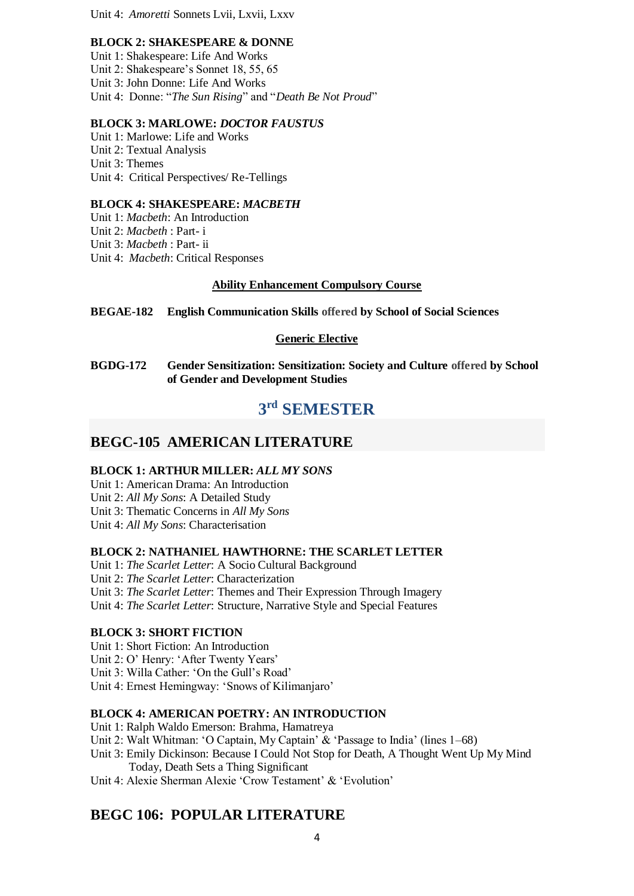Unit 4: *Amoretti* Sonnets Lvii, Lxvii, Lxxv

**BLOCK 2: SHAKESPEARE & DONNE**

Unit 1: Shakespeare: Life And Works
Unit 2: Shakespeare's Sonnet 18, 55, 65
Unit 3: John Donne: Life And Works
Unit 4: Donne: "*The Sun Rising*" and "*Death Be Not Proud*"

**BLOCK 3: MARLOWE: *DOCTOR FAUSTUS***

Unit 1: Marlowe: Life and Works
Unit 2: Textual Analysis
Unit 3: Themes
Unit 4: Critical Perspectives/ Re-Tellings

**BLOCK 4: SHAKESPEARE: *MACBETH***

Unit 1: *Macbeth*: An Introduction
Unit 2: *Macbeth* : Part- i
Unit 3: *Macbeth* : Part- ii
Unit 4: *Macbeth*: Critical Responses

**Ability Enhancement Compulsory Course**

**BEGAE-182 English Communication Skills offered by School of Social Sciences**

**Generic Elective**

**BGDG-172 Gender Sensitization: Sensitization: Society and Culture offered by School of Gender and Development Studies**

# 3rd SEMESTER

## BEGC-105 AMERICAN LITERATURE

**BLOCK 1: ARTHUR MILLER: *ALL MY SONS***

Unit 1: American Drama: An Introduction
Unit 2: *All My Sons*: A Detailed Study
Unit 3: Thematic Concerns in *All My Sons*
Unit 4: *All My Sons*: Characterisation

**BLOCK 2: NATHANIEL HAWTHORNE: THE SCARLET LETTER**

Unit 1: *The Scarlet Letter*: A Socio Cultural Background
Unit 2: *The Scarlet Letter*: Characterization
Unit 3: *The Scarlet Letter*: Themes and Their Expression Through Imagery
Unit 4: *The Scarlet Letter*: Structure, Narrative Style and Special Features

**BLOCK 3: SHORT FICTION**

Unit 1: Short Fiction: An Introduction
Unit 2: O' Henry: 'After Twenty Years'
Unit 3: Willa Cather: 'On the Gull's Road'
Unit 4: Ernest Hemingway: 'Snows of Kilimanjaro'

**BLOCK 4: AMERICAN POETRY: AN INTRODUCTION**

Unit 1: Ralph Waldo Emerson: Brahma, Hamatreya
Unit 2: Walt Whitman: 'O Captain, My Captain' & 'Passage to India' (lines 1–68)
Unit 3: Emily Dickinson: Because I Could Not Stop for Death, A Thought Went Up My Mind Today, Death Sets a Thing Significant
Unit 4: Alexie Sherman Alexie 'Crow Testament' & 'Evolution'

## BEGC 106: POPULAR LITERATURE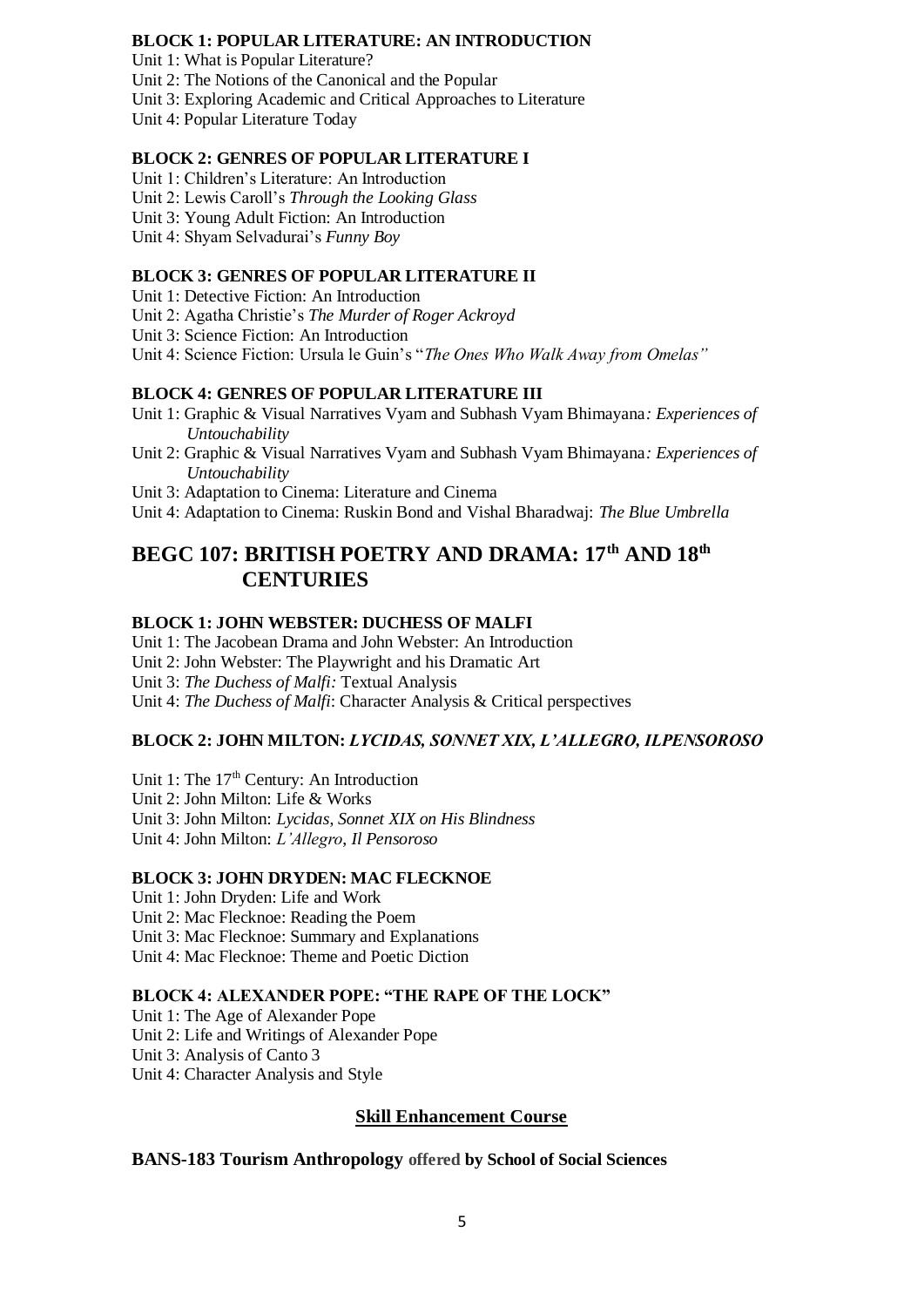**BLOCK 1: POPULAR LITERATURE: AN INTRODUCTION**

Unit 1: What is Popular Literature?
Unit 2: The Notions of the Canonical and the Popular
Unit 3: Exploring Academic and Critical Approaches to Literature
Unit 4: Popular Literature Today

**BLOCK 2: GENRES OF POPULAR LITERATURE I**

Unit 1: Children's Literature: An Introduction
Unit 2: Lewis Caroll's *Through the Looking Glass*
Unit 3: Young Adult Fiction: An Introduction
Unit 4: Shyam Selvadurai's *Funny Boy*

**BLOCK 3: GENRES OF POPULAR LITERATURE II**

Unit 1: Detective Fiction: An Introduction
Unit 2: Agatha Christie's *The Murder of Roger Ackroyd*
Unit 3: Science Fiction: An Introduction
Unit 4: Science Fiction: Ursula le Guin's "*The Ones Who Walk Away from Omelas"*

**BLOCK 4: GENRES OF POPULAR LITERATURE III**

Unit 1: Graphic & Visual Narratives Vyam and Subhash Vyam Bhimayana*: Experiences of Untouchability*
Unit 2: Graphic & Visual Narratives Vyam and Subhash Vyam Bhimayana*: Experiences of Untouchability*
Unit 3: Adaptation to Cinema: Literature and Cinema
Unit 4: Adaptation to Cinema: Ruskin Bond and Vishal Bharadwaj: *The Blue Umbrella*

## BEGC 107: BRITISH POETRY AND DRAMA: 17th AND 18th CENTURIES

**BLOCK 1: JOHN WEBSTER: DUCHESS OF MALFI**

Unit 1: The Jacobean Drama and John Webster: An Introduction
Unit 2: John Webster: The Playwright and his Dramatic Art
Unit 3: *The Duchess of Malfi:* Textual Analysis
Unit 4: *The Duchess of Malfi*: Character Analysis & Critical perspectives

**BLOCK 2: JOHN MILTON: *LYCIDAS, SONNET XIX, L'ALLEGRO, ILPENSOROSO***

Unit 1: The 17th Century: An Introduction
Unit 2: John Milton: Life & Works
Unit 3: John Milton: *Lycidas*, *Sonnet XIX on His Blindness*
Unit 4: John Milton: *L'Allegro*, *Il Pensoroso*

**BLOCK 3: JOHN DRYDEN: MAC FLECKNOE**

Unit 1: John Dryden: Life and Work
Unit 2: Mac Flecknoe: Reading the Poem
Unit 3: Mac Flecknoe: Summary and Explanations
Unit 4: Mac Flecknoe: Theme and Poetic Diction

**BLOCK 4: ALEXANDER POPE: "THE RAPE OF THE LOCK"**

Unit 1: The Age of Alexander Pope
Unit 2: Life and Writings of Alexander Pope
Unit 3: Analysis of Canto 3
Unit 4: Character Analysis and Style

**Skill Enhancement Course**

**BANS-183 Tourism Anthropology offered by School of Social Sciences**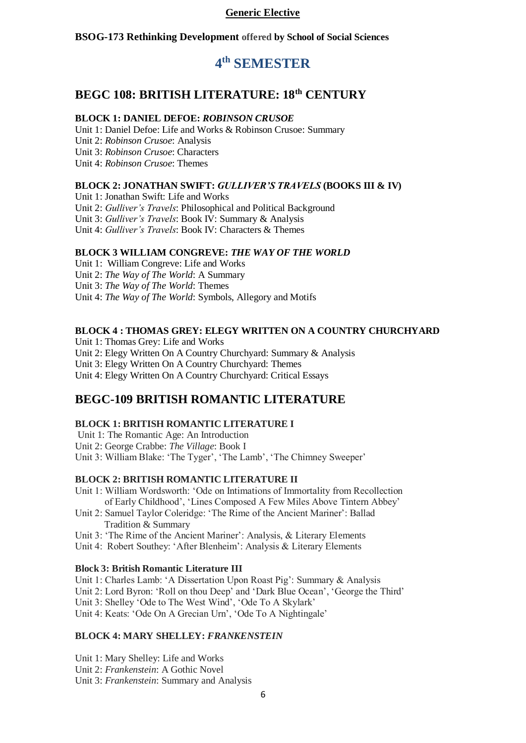**Generic Elective**

**BSOG-173 Rethinking Development offered by School of Social Sciences**

# 4th SEMESTER

## BEGC 108: BRITISH LITERATURE: 18th CENTURY

**BLOCK 1: DANIEL DEFOE: *ROBINSON CRUSOE***

Unit 1: Daniel Defoe: Life and Works & Robinson Crusoe: Summary
Unit 2: *Robinson Crusoe*: Analysis
Unit 3: *Robinson Crusoe*: Characters
Unit 4: *Robinson Crusoe*: Themes

**BLOCK 2: JONATHAN SWIFT: *GULLIVER'S TRAVELS* (BOOKS III & IV)**

Unit 1: Jonathan Swift: Life and Works
Unit 2: *Gulliver's Travels*: Philosophical and Political Background
Unit 3: *Gulliver's Travels*: Book IV: Summary & Analysis
Unit 4: *Gulliver's Travels*: Book IV: Characters & Themes

**BLOCK 3 WILLIAM CONGREVE: *THE WAY OF THE WORLD***

Unit 1: William Congreve: Life and Works
Unit 2: *The Way of The World*: A Summary
Unit 3: *The Way of The World*: Themes
Unit 4: *The Way of The World*: Symbols, Allegory and Motifs

**BLOCK 4 : THOMAS GREY: ELEGY WRITTEN ON A COUNTRY CHURCHYARD**

Unit 1: Thomas Grey: Life and Works
Unit 2: Elegy Written On A Country Churchyard: Summary & Analysis
Unit 3: Elegy Written On A Country Churchyard: Themes
Unit 4: Elegy Written On A Country Churchyard: Critical Essays

## BEGC-109 BRITISH ROMANTIC LITERATURE

**BLOCK 1: BRITISH ROMANTIC LITERATURE I**

Unit 1: The Romantic Age: An Introduction
Unit 2: George Crabbe: *The Village*: Book I
Unit 3: William Blake: 'The Tyger', 'The Lamb', 'The Chimney Sweeper'

**BLOCK 2: BRITISH ROMANTIC LITERATURE II**

Unit 1: William Wordsworth: 'Ode on Intimations of Immortality from Recollection of Early Childhood', 'Lines Composed A Few Miles Above Tintern Abbey'
Unit 2: Samuel Taylor Coleridge: 'The Rime of the Ancient Mariner': Ballad Tradition & Summary
Unit 3: 'The Rime of the Ancient Mariner': Analysis, & Literary Elements
Unit 4: Robert Southey: 'After Blenheim': Analysis & Literary Elements

**Block 3: British Romantic Literature III**

Unit 1: Charles Lamb: 'A Dissertation Upon Roast Pig': Summary & Analysis
Unit 2: Lord Byron: 'Roll on thou Deep' and 'Dark Blue Ocean', 'George the Third'
Unit 3: Shelley 'Ode to The West Wind', 'Ode To A Skylark'
Unit 4: Keats: 'Ode On A Grecian Urn', 'Ode To A Nightingale'

**BLOCK 4: MARY SHELLEY: *FRANKENSTEIN***

Unit 1: Mary Shelley: Life and Works
Unit 2: *Frankenstein*: A Gothic Novel
Unit 3: *Frankenstein*: Summary and Analysis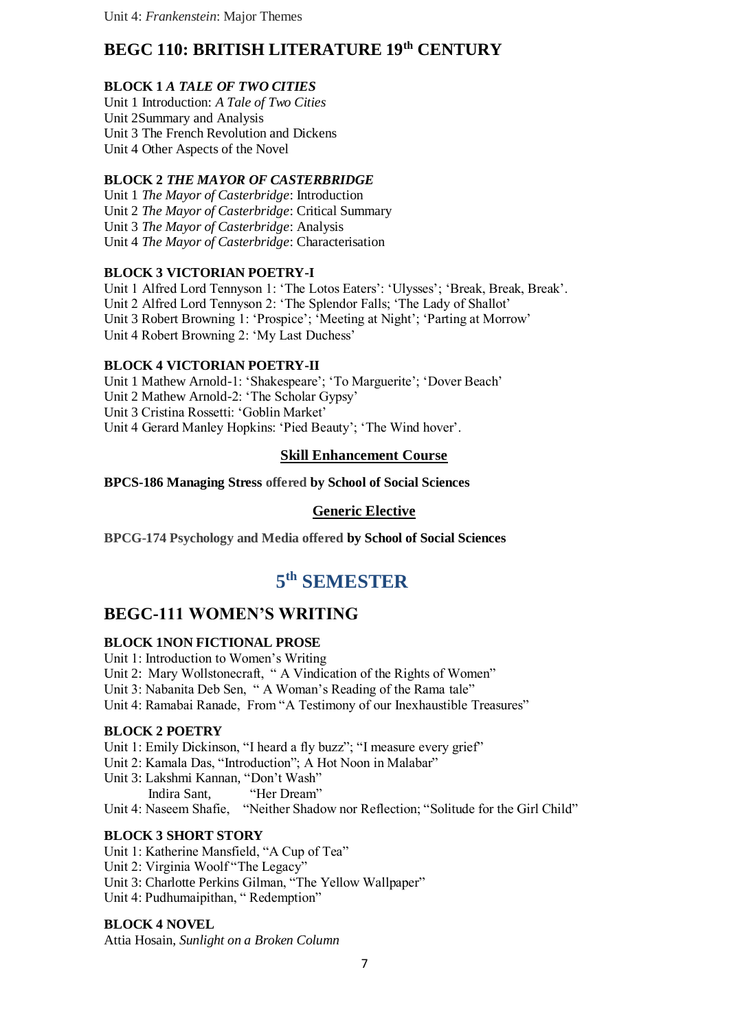Unit 4: *Frankenstein*: Major Themes

## BEGC 110: BRITISH LITERATURE 19th CENTURY

**BLOCK 1 *A TALE OF TWO CITIES***

Unit 1 Introduction: *A Tale of Two Cities*
Unit 2Summary and Analysis
Unit 3 The French Revolution and Dickens
Unit 4 Other Aspects of the Novel

**BLOCK 2 *THE MAYOR OF CASTERBRIDGE***

Unit 1 *The Mayor of Casterbridge*: Introduction
Unit 2 *The Mayor of Casterbridge*: Critical Summary
Unit 3 *The Mayor of Casterbridge*: Analysis
Unit 4 *The Mayor of Casterbridge*: Characterisation

**BLOCK 3 VICTORIAN POETRY-I**

Unit 1 Alfred Lord Tennyson 1: 'The Lotos Eaters': 'Ulysses'; 'Break, Break, Break'.
Unit 2 Alfred Lord Tennyson 2: 'The Splendor Falls; 'The Lady of Shallot'
Unit 3 Robert Browning 1: 'Prospice'; 'Meeting at Night'; 'Parting at Morrow'
Unit 4 Robert Browning 2: 'My Last Duchess'

**BLOCK 4 VICTORIAN POETRY-II**

Unit 1 Mathew Arnold-1: 'Shakespeare'; 'To Marguerite'; 'Dover Beach'
Unit 2 Mathew Arnold-2: 'The Scholar Gypsy'
Unit 3 Cristina Rossetti: 'Goblin Market'
Unit 4 Gerard Manley Hopkins: 'Pied Beauty'; 'The Wind hover'.

**Skill Enhancement Course**

**BPCS-186 Managing Stress offered by School of Social Sciences**

**Generic Elective**

**BPCG-174 Psychology and Media offered by School of Social Sciences**

# 5th SEMESTER

## BEGC-111 WOMEN'S WRITING

**BLOCK 1NON FICTIONAL PROSE**

Unit 1: Introduction to Women's Writing
Unit 2: Mary Wollstonecraft, " A Vindication of the Rights of Women"
Unit 3: Nabanita Deb Sen, " A Woman's Reading of the Rama tale"
Unit 4: Ramabai Ranade, From "A Testimony of our Inexhaustible Treasures"

**BLOCK 2 POETRY**

Unit 1: Emily Dickinson, "I heard a fly buzz"; "I measure every grief"
Unit 2: Kamala Das, "Introduction"; A Hot Noon in Malabar"
Unit 3: Lakshmi Kannan, "Don't Wash"
Indira Sant, "Her Dream"
Unit 4: Naseem Shafie, "Neither Shadow nor Reflection; "Solitude for the Girl Child"

**BLOCK 3 SHORT STORY**

Unit 1: Katherine Mansfield, "A Cup of Tea"
Unit 2: Virginia Woolf "The Legacy"
Unit 3: Charlotte Perkins Gilman, "The Yellow Wallpaper"
Unit 4: Pudhumaipithan, " Redemption"

**BLOCK 4 NOVEL**

Attia Hosain, *Sunlight on a Broken Column*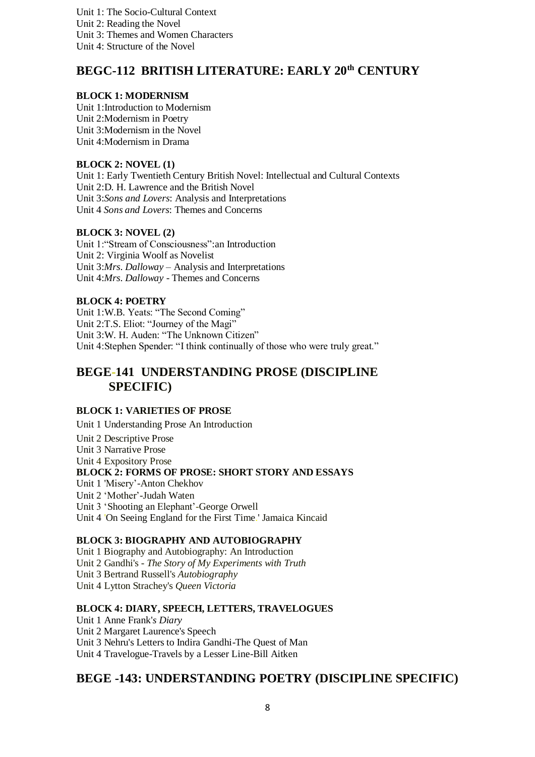Unit 1: The Socio-Cultural Context
Unit 2: Reading the Novel
Unit 3: Themes and Women Characters
Unit 4: Structure of the Novel

## BEGC-112 BRITISH LITERATURE: EARLY 20th CENTURY

**BLOCK 1: MODERNISM**

Unit 1:Introduction to Modernism
Unit 2:Modernism in Poetry
Unit 3:Modernism in the Novel
Unit 4:Modernism in Drama

**BLOCK 2: NOVEL (1)**

Unit 1: Early Twentieth Century British Novel: Intellectual and Cultural Contexts
Unit 2:D. H. Lawrence and the British Novel
Unit 3:*Sons and Lovers*: Analysis and Interpretations
Unit 4 *Sons and Lovers*: Themes and Concerns

**BLOCK 3: NOVEL (2)**

Unit 1:"Stream of Consciousness":an Introduction
Unit 2: Virginia Woolf as Novelist
Unit 3:*Mrs. Dalloway* – Analysis and Interpretations
Unit 4:*Mrs. Dalloway* - Themes and Concerns

**BLOCK 4: POETRY**

Unit 1:W.B. Yeats: "The Second Coming"
Unit 2:T.S. Eliot: "Journey of the Magi"
Unit 3:W. H. Auden: "The Unknown Citizen"
Unit 4:Stephen Spender: "I think continually of those who were truly great."

## BEGE-141 UNDERSTANDING PROSE (DISCIPLINE SPECIFIC)

**BLOCK 1: VARIETIES OF PROSE**

Unit 1 Understanding Prose An Introduction
Unit 2 Descriptive Prose
Unit 3 Narrative Prose
Unit 4 Expository Prose

**BLOCK 2: FORMS OF PROSE: SHORT STORY AND ESSAYS**

Unit 1 'Misery'-Anton Chekhov
Unit 2 'Mother'-Judah Waten
Unit 3 'Shooting an Elephant'-George Orwell
Unit 4 'On Seeing England for the First Time.' Jamaica Kincaid

**BLOCK 3: BIOGRAPHY AND AUTOBIOGRAPHY**

Unit 1 Biography and Autobiography: An Introduction
Unit 2 Gandhi's - *The Story of My Experiments with Truth*
Unit 3 Bertrand Russell's *Autobiography*
Unit 4 Lytton Strachey's *Queen Victoria*

**BLOCK 4: DIARY, SPEECH, LETTERS, TRAVELOGUES**

Unit 1 Anne Frank's *Diary*
Unit 2 Margaret Laurence's Speech
Unit 3 Nehru's Letters to Indira Gandhi-The Quest of Man
Unit 4 Travelogue-Travels by a Lesser Line-Bill Aitken

## BEGE -143: UNDERSTANDING POETRY (DISCIPLINE SPECIFIC)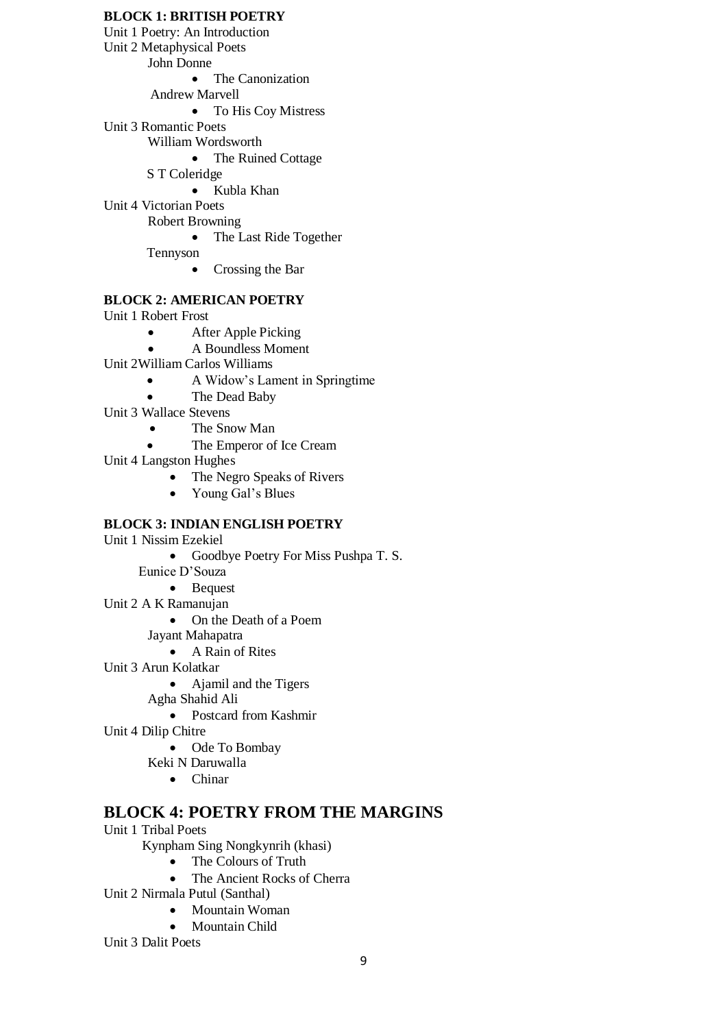**BLOCK 1: BRITISH POETRY**

Unit 1 Poetry: An Introduction

Unit 2 Metaphysical Poets

John Donne

- The Canonization

Andrew Marvell

- To His Coy Mistress

Unit 3 Romantic Poets

William Wordsworth

- The Ruined Cottage

S T Coleridge

- Kubla Khan

Unit 4 Victorian Poets

Robert Browning

- The Last Ride Together

Tennyson

- Crossing the Bar

**BLOCK 2: AMERICAN POETRY**

Unit 1 Robert Frost

- After Apple Picking
- A Boundless Moment

Unit 2William Carlos Williams

- A Widow's Lament in Springtime
- The Dead Baby

Unit 3 Wallace Stevens

- The Snow Man
- The Emperor of Ice Cream

Unit 4 Langston Hughes

- The Negro Speaks of Rivers
- Young Gal's Blues

**BLOCK 3: INDIAN ENGLISH POETRY**

Unit 1 Nissim Ezekiel

- Goodbye Poetry For Miss Pushpa T. S.

Eunice D'Souza

- Bequest

Unit 2 A K Ramanujan

- On the Death of a Poem

Jayant Mahapatra

- A Rain of Rites

Unit 3 Arun Kolatkar

- Ajamil and the Tigers

Agha Shahid Ali

- Postcard from Kashmir

Unit 4 Dilip Chitre

- Ode To Bombay

Keki N Daruwalla

- Chinar

## BLOCK 4: POETRY FROM THE MARGINS

Unit 1 Tribal Poets

Kynpham Sing Nongkynrih (khasi)

- The Colours of Truth
- The Ancient Rocks of Cherra

Unit 2 Nirmala Putul (Santhal)

- Mountain Woman
- Mountain Child

Unit 3 Dalit Poets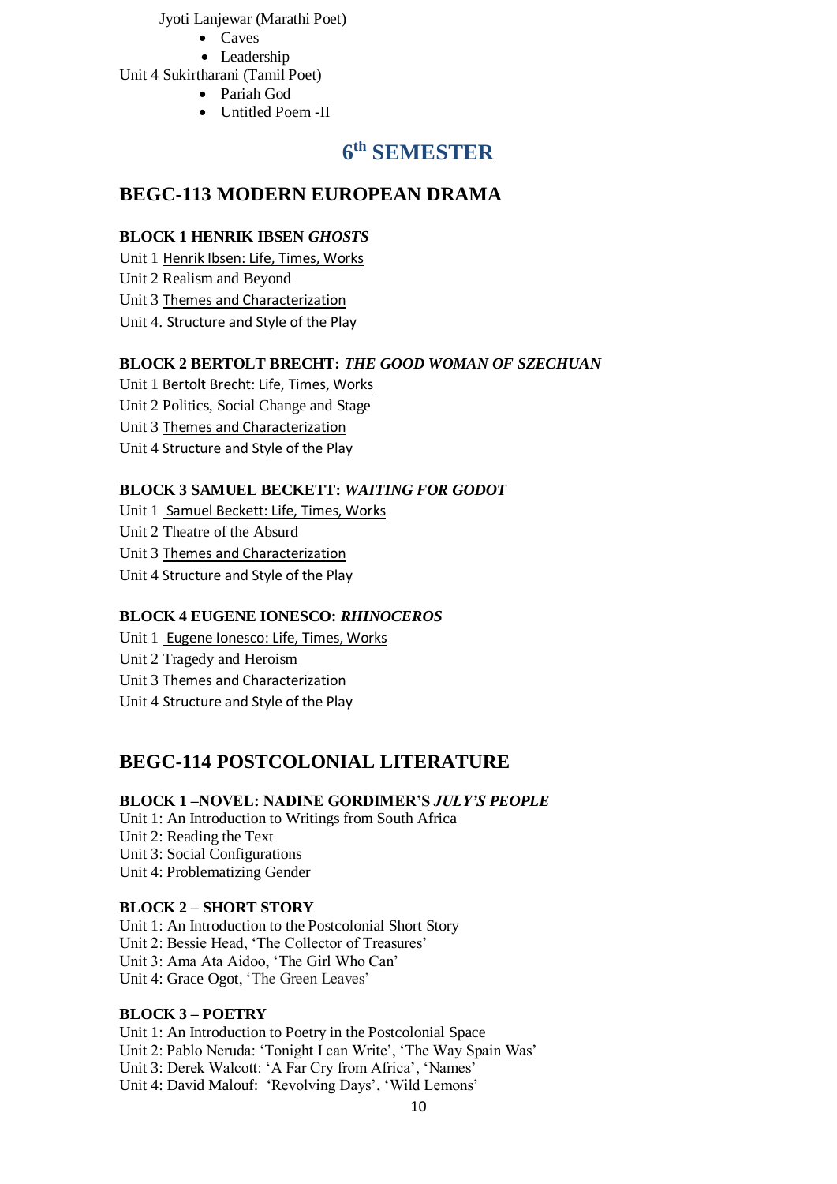Jyoti Lanjewar (Marathi Poet)

- Caves
- Leadership

Unit 4 Sukirtharani (Tamil Poet)

- Pariah God
- Untitled Poem -II

# 6th SEMESTER

## BEGC-113 MODERN EUROPEAN DRAMA

### BLOCK 1 HENRIK IBSEN *GHOSTS*

Unit 1 Henrik Ibsen: Life, Times, Works
Unit 2 Realism and Beyond
Unit 3 Themes and Characterization
Unit 4. Structure and Style of the Play

### BLOCK 2 BERTOLT BRECHT: *THE GOOD WOMAN OF SZECHUAN*

Unit 1 Bertolt Brecht: Life, Times, Works
Unit 2 Politics, Social Change and Stage
Unit 3 Themes and Characterization
Unit 4 Structure and Style of the Play

### BLOCK 3 SAMUEL BECKETT: *WAITING FOR GODOT*

Unit 1 Samuel Beckett: Life, Times, Works
Unit 2 Theatre of the Absurd
Unit 3 Themes and Characterization
Unit 4 Structure and Style of the Play

### BLOCK 4 EUGENE IONESCO: *RHINOCEROS*

Unit 1 Eugene Ionesco: Life, Times, Works
Unit 2 Tragedy and Heroism
Unit 3 Themes and Characterization
Unit 4 Structure and Style of the Play

## BEGC-114 POSTCOLONIAL LITERATURE

### BLOCK 1 –NOVEL: NADINE GORDIMER'S *JULY'S PEOPLE*

Unit 1: An Introduction to Writings from South Africa
Unit 2: Reading the Text
Unit 3: Social Configurations
Unit 4: Problematizing Gender

### BLOCK 2 – SHORT STORY

Unit 1: An Introduction to the Postcolonial Short Story
Unit 2: Bessie Head, 'The Collector of Treasures'
Unit 3: Ama Ata Aidoo, 'The Girl Who Can'
Unit 4: Grace Ogot, 'The Green Leaves'

### BLOCK 3 – POETRY

Unit 1: An Introduction to Poetry in the Postcolonial Space
Unit 2: Pablo Neruda: 'Tonight I can Write', 'The Way Spain Was'
Unit 3: Derek Walcott: 'A Far Cry from Africa', 'Names'
Unit 4: David Malouf: 'Revolving Days', 'Wild Lemons'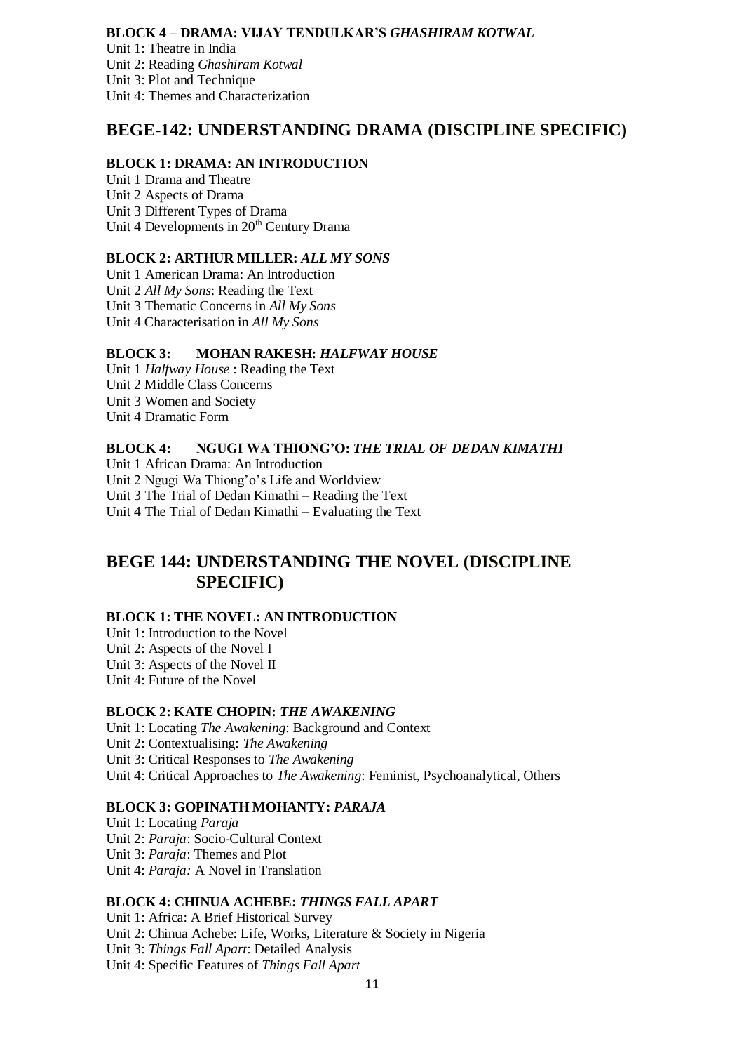**BLOCK 4 – DRAMA: VIJAY TENDULKAR'S *GHASHIRAM KOTWAL***

Unit 1: Theatre in India
Unit 2: Reading *Ghashiram Kotwal*
Unit 3: Plot and Technique
Unit 4: Themes and Characterization

## BEGE-142: UNDERSTANDING DRAMA (DISCIPLINE SPECIFIC)

**BLOCK 1: DRAMA: AN INTRODUCTION**

Unit 1 Drama and Theatre
Unit 2 Aspects of Drama
Unit 3 Different Types of Drama
Unit 4 Developments in 20th Century Drama

**BLOCK 2: ARTHUR MILLER: *ALL MY SONS***

Unit 1 American Drama: An Introduction
Unit 2 *All My Sons*: Reading the Text
Unit 3 Thematic Concerns in *All My Sons*
Unit 4 Characterisation in *All My Sons*

**BLOCK 3: MOHAN RAKESH: *HALFWAY HOUSE***

Unit 1 *Halfway House* : Reading the Text
Unit 2 Middle Class Concerns
Unit 3 Women and Society
Unit 4 Dramatic Form

**BLOCK 4: NGUGI WA THIONG'O: *THE TRIAL OF DEDAN KIMATHI***

Unit 1 African Drama: An Introduction
Unit 2 Ngugi Wa Thiong'o's Life and Worldview
Unit 3 The Trial of Dedan Kimathi – Reading the Text
Unit 4 The Trial of Dedan Kimathi – Evaluating the Text

## BEGE 144: UNDERSTANDING THE NOVEL (DISCIPLINE SPECIFIC)

**BLOCK 1: THE NOVEL: AN INTRODUCTION**

Unit 1: Introduction to the Novel
Unit 2: Aspects of the Novel I
Unit 3: Aspects of the Novel II
Unit 4: Future of the Novel

**BLOCK 2: KATE CHOPIN: *THE AWAKENING***

Unit 1: Locating *The Awakening*: Background and Context
Unit 2: Contextualising: *The Awakening*
Unit 3: Critical Responses to *The Awakening*
Unit 4: Critical Approaches to *The Awakening*: Feminist, Psychoanalytical, Others

**BLOCK 3: GOPINATH MOHANTY: *PARAJA***

Unit 1: Locating *Paraja*
Unit 2: *Paraja*: Socio-Cultural Context
Unit 3: *Paraja*: Themes and Plot
Unit 4: *Paraja:* A Novel in Translation

**BLOCK 4: CHINUA ACHEBE: *THINGS FALL APART***

Unit 1: Africa: A Brief Historical Survey
Unit 2: Chinua Achebe: Life, Works, Literature & Society in Nigeria
Unit 3: *Things Fall Apart*: Detailed Analysis
Unit 4: Specific Features of *Things Fall Apart*